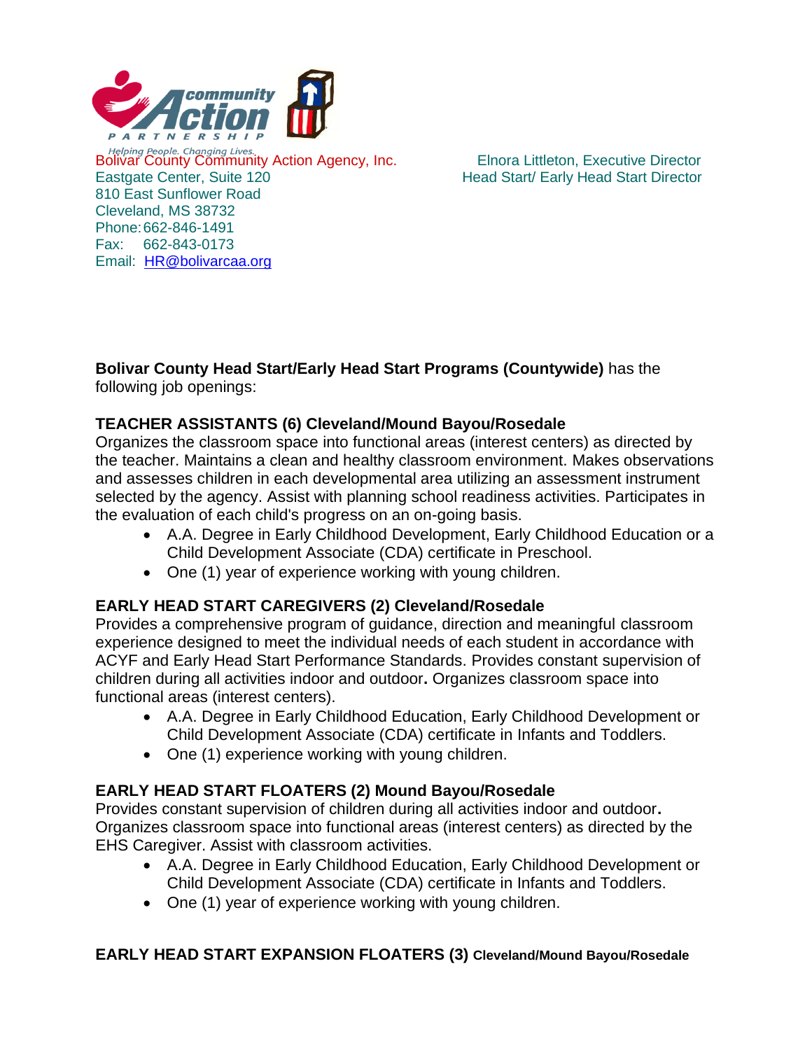community Action PARTNERSHIP
Helping People. Changing Lives.

Bolivar County Community Action Agency, Inc.
Eastgate Center, Suite 120
810 East Sunflower Road
Cleveland, MS 38732
Phone: 662-846-1491
Fax: 662-843-0173
Email: HR@bolivarcaa.org

Elnora Littleton, Executive Director
Head Start/ Early Head Start Director

**Bolivar County Head Start/Early Head Start Programs (Countywide)** has the following job openings:

**TEACHER ASSISTANTS (6) Cleveland/Mound Bayou/Rosedale**

Organizes the classroom space into functional areas (interest centers) as directed by the teacher. Maintains a clean and healthy classroom environment. Makes observations and assesses children in each developmental area utilizing an assessment instrument selected by the agency. Assist with planning school readiness activities. Participates in the evaluation of each child's progress on an on-going basis.

- A.A. Degree in Early Childhood Development, Early Childhood Education or a Child Development Associate (CDA) certificate in Preschool.
- One (1) year of experience working with young children.

**EARLY HEAD START CAREGIVERS (2) Cleveland/Rosedale**

Provides a comprehensive program of guidance, direction and meaningful classroom experience designed to meet the individual needs of each student in accordance with ACYF and Early Head Start Performance Standards. Provides constant supervision of children during all activities indoor and outdoor**.** Organizes classroom space into functional areas (interest centers).

- A.A. Degree in Early Childhood Education, Early Childhood Development or Child Development Associate (CDA) certificate in Infants and Toddlers.
- One (1) experience working with young children.

**EARLY HEAD START FLOATERS (2) Mound Bayou/Rosedale**

Provides constant supervision of children during all activities indoor and outdoor**.** Organizes classroom space into functional areas (interest centers) as directed by the EHS Caregiver. Assist with classroom activities.

- A.A. Degree in Early Childhood Education, Early Childhood Development or Child Development Associate (CDA) certificate in Infants and Toddlers.
- One (1) year of experience working with young children.

**EARLY HEAD START EXPANSION FLOATERS (3) Cleveland/Mound Bayou/Rosedale**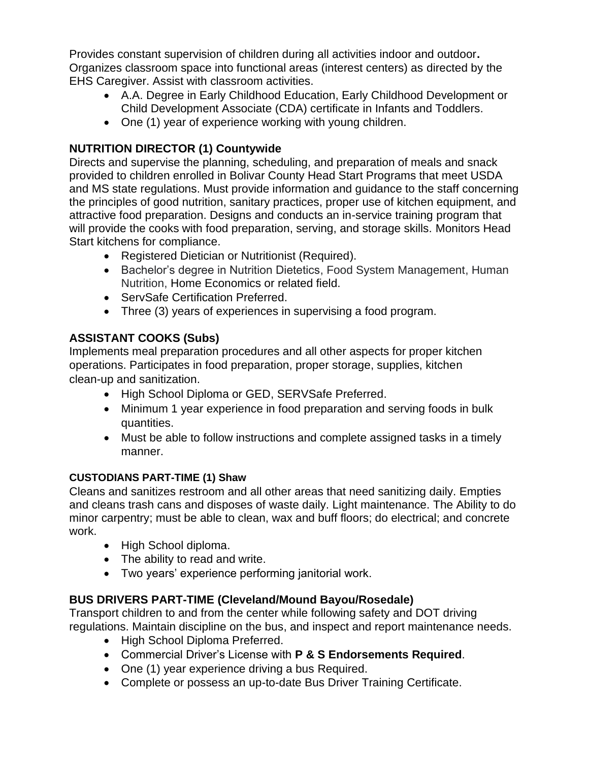Provides constant supervision of children during all activities indoor and outdoor**.** Organizes classroom space into functional areas (interest centers) as directed by the EHS Caregiver. Assist with classroom activities.

- A.A. Degree in Early Childhood Education, Early Childhood Development or Child Development Associate (CDA) certificate in Infants and Toddlers.
- One (1) year of experience working with young children.

**NUTRITION DIRECTOR (1) Countywide**

Directs and supervise the planning, scheduling, and preparation of meals and snack provided to children enrolled in Bolivar County Head Start Programs that meet USDA and MS state regulations. Must provide information and guidance to the staff concerning the principles of good nutrition, sanitary practices, proper use of kitchen equipment, and attractive food preparation. Designs and conducts an in-service training program that will provide the cooks with food preparation, serving, and storage skills. Monitors Head Start kitchens for compliance.

- Registered Dietician or Nutritionist (Required).
- Bachelor's degree in Nutrition Dietetics, Food System Management, Human Nutrition, Home Economics or related field.
- ServSafe Certification Preferred.
- Three (3) years of experiences in supervising a food program.

**ASSISTANT COOKS (Subs)**

Implements meal preparation procedures and all other aspects for proper kitchen operations. Participates in food preparation, proper storage, supplies, kitchen clean-up and sanitization.

- High School Diploma or GED, SERVSafe Preferred.
- Minimum 1 year experience in food preparation and serving foods in bulk quantities.
- Must be able to follow instructions and complete assigned tasks in a timely manner.

**CUSTODIANS PART-TIME (1) Shaw**

Cleans and sanitizes restroom and all other areas that need sanitizing daily. Empties and cleans trash cans and disposes of waste daily. Light maintenance. The Ability to do minor carpentry; must be able to clean, wax and buff floors; do electrical; and concrete work.

- High School diploma.
- The ability to read and write.
- Two years' experience performing janitorial work.

**BUS DRIVERS PART-TIME (Cleveland/Mound Bayou/Rosedale)**

Transport children to and from the center while following safety and DOT driving regulations. Maintain discipline on the bus, and inspect and report maintenance needs.

- High School Diploma Preferred.
- Commercial Driver's License with **P & S Endorsements Required**.
- One (1) year experience driving a bus Required.
- Complete or possess an up-to-date Bus Driver Training Certificate.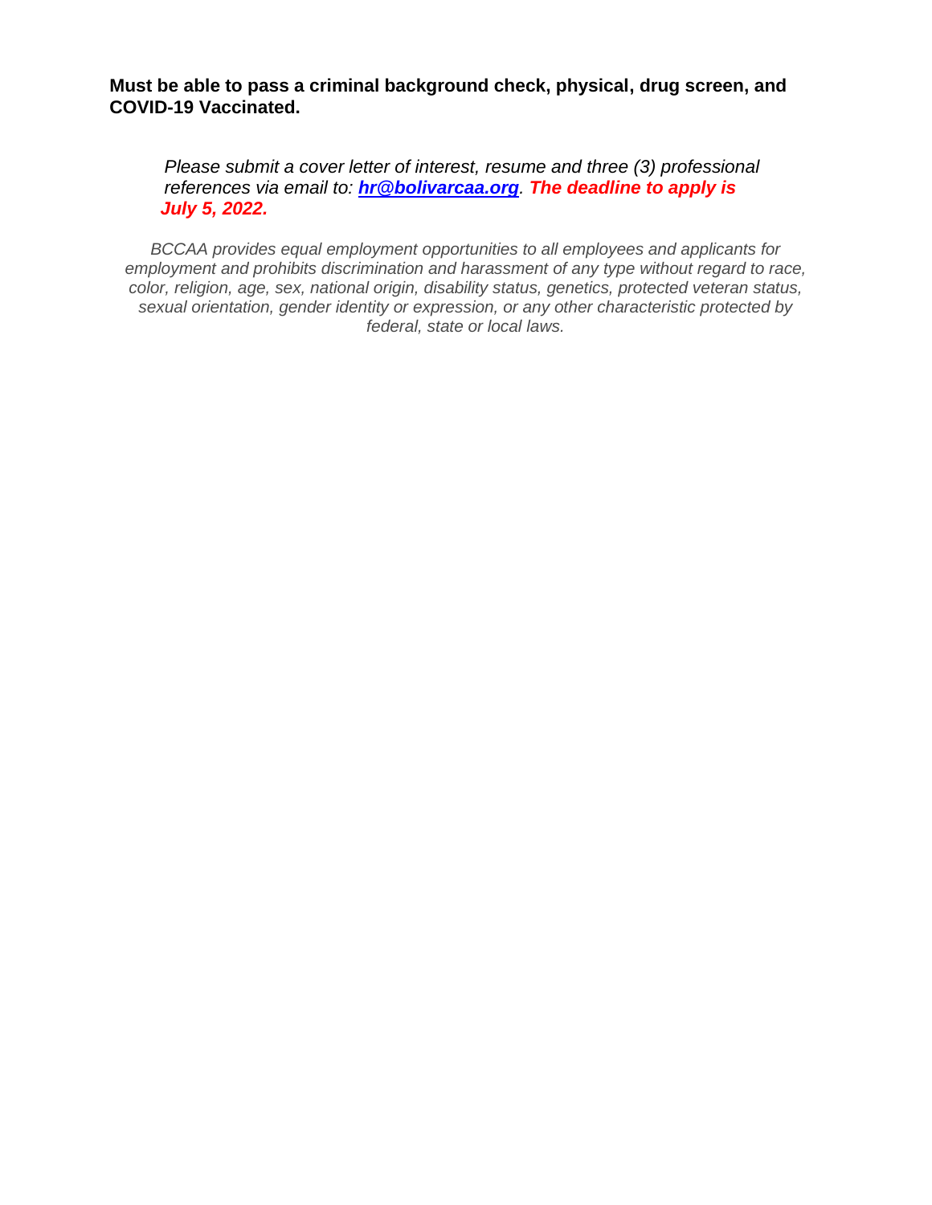**Must be able to pass a criminal background check, physical, drug screen, and COVID-19 Vaccinated.**

*Please submit a cover letter of interest, resume and three (3) professional references via email to:* ***hr@bolivarcaa.org****.* ***The deadline to apply is July 5, 2022.***

*BCCAA provides equal employment opportunities to all employees and applicants for employment and prohibits discrimination and harassment of any type without regard to race, color, religion, age, sex, national origin, disability status, genetics, protected veteran status, sexual orientation, gender identity or expression, or any other characteristic protected by federal, state or local laws.*